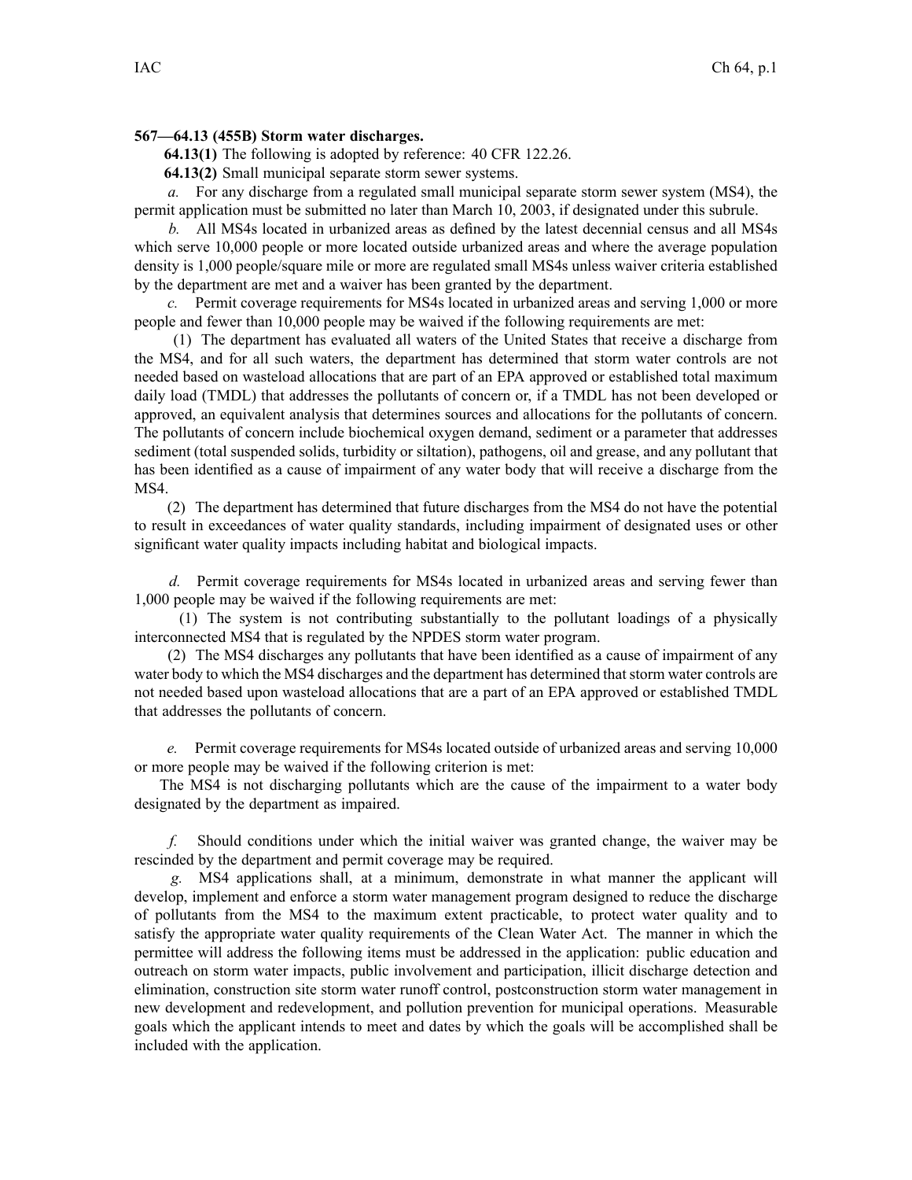**567—64.13 (455B) Storm water discharges.**

**64.13(1)** The following is adopted by reference: 40 CFR 122.26.

**64.13(2)** Small municipal separate storm sewer systems.

*a.* For any discharge from a regulated small municipal separate storm sewer system (MS4), the permit application must be submitted no later than March 10, 2003, if designated under this subrule.

*b.* All MS4s located in urbanized areas as defined by the latest decennial census and all MS4s which serve 10,000 people or more located outside urbanized areas and where the average population density is 1,000 people/square mile or more are regulated small MS4s unless waiver criteria established by the department are met and a waiver has been granted by the department.

*c.* Permit coverage requirements for MS4s located in urbanized areas and serving 1,000 or more people and fewer than 10,000 people may be waived if the following requirements are met:

(1) The department has evaluated all waters of the United States that receive a discharge from the MS4, and for all such waters, the department has determined that storm water controls are not needed based on wasteload allocations that are part of an EPA approved or established total maximum daily load (TMDL) that addresses the pollutants of concern or, if a TMDL has not been developed or approved, an equivalent analysis that determines sources and allocations for the pollutants of concern. The pollutants of concern include biochemical oxygen demand, sediment or a parameter that addresses sediment (total suspended solids, turbidity or siltation), pathogens, oil and grease, and any pollutant that has been identified as a cause of impairment of any water body that will receive a discharge from the MS4.

(2) The department has determined that future discharges from the MS4 do not have the potential to result in exceedances of water quality standards, including impairment of designated uses or other significant water quality impacts including habitat and biological impacts.

*d.* Permit coverage requirements for MS4s located in urbanized areas and serving fewer than 1,000 people may be waived if the following requirements are met:

(1) The system is not contributing substantially to the pollutant loadings of a physically interconnected MS4 that is regulated by the NPDES storm water program.

(2) The MS4 discharges any pollutants that have been identified as a cause of impairment of any water body to which the MS4 discharges and the department has determined that storm water controls are not needed based upon wasteload allocations that are a part of an EPA approved or established TMDL that addresses the pollutants of concern.

*e.* Permit coverage requirements for MS4s located outside of urbanized areas and serving 10,000 or more people may be waived if the following criterion is met:

The MS4 is not discharging pollutants which are the cause of the impairment to a water body designated by the department as impaired.

*f.* Should conditions under which the initial waiver was granted change, the waiver may be rescinded by the department and permit coverage may be required.

*g.* MS4 applications shall, at a minimum, demonstrate in what manner the applicant will develop, implement and enforce a storm water management program designed to reduce the discharge of pollutants from the MS4 to the maximum extent practicable, to protect water quality and to satisfy the appropriate water quality requirements of the Clean Water Act. The manner in which the permittee will address the following items must be addressed in the application: public education and outreach on storm water impacts, public involvement and participation, illicit discharge detection and elimination, construction site storm water runoff control, postconstruction storm water management in new development and redevelopment, and pollution prevention for municipal operations. Measurable goals which the applicant intends to meet and dates by which the goals will be accomplished shall be included with the application.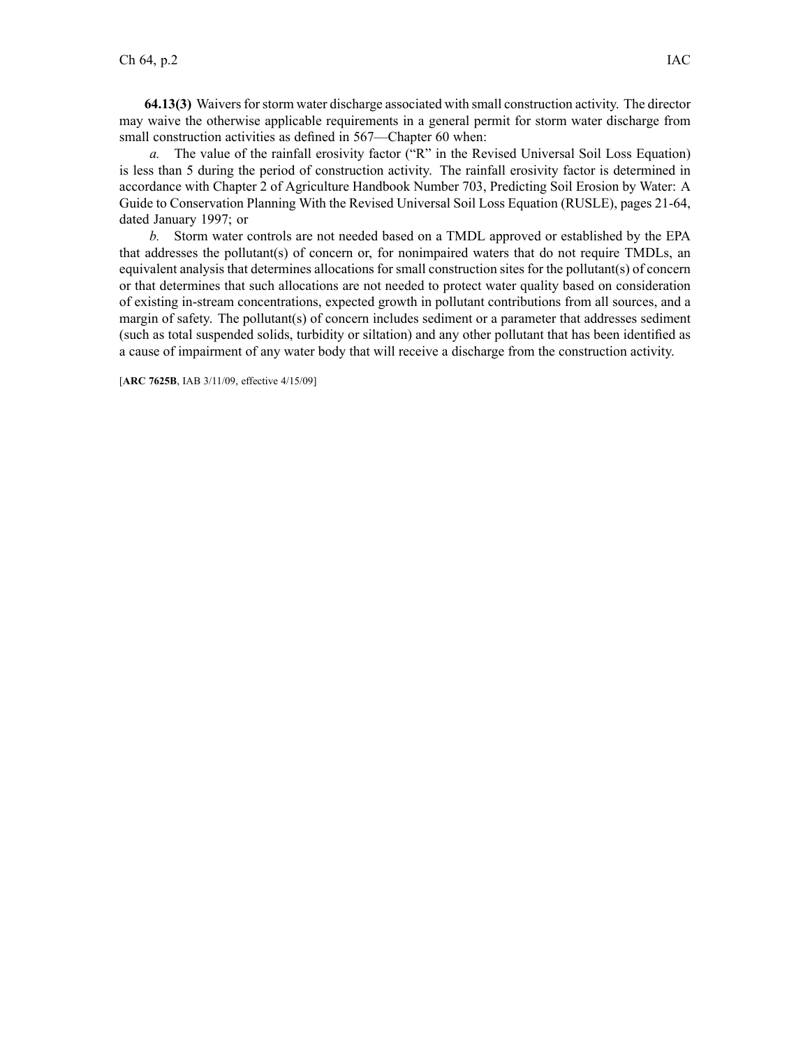**64.13(3)** Waivers for storm water discharge associated with small construction activity. The director may waive the otherwise applicable requirements in a general permit for storm water discharge from small construction activities as defined in 567—Chapter 60 when:

*a.* The value of the rainfall erosivity factor ("R" in the Revised Universal Soil Loss Equation) is less than 5 during the period of construction activity. The rainfall erosivity factor is determined in accordance with Chapter 2 of Agriculture Handbook Number 703, Predicting Soil Erosion by Water: A Guide to Conservation Planning With the Revised Universal Soil Loss Equation (RUSLE), pages 21-64, dated January 1997; or

*b.* Storm water controls are not needed based on a TMDL approved or established by the EPA that addresses the pollutant(s) of concern or, for nonimpaired waters that do not require TMDLs, an equivalent analysis that determines allocations for small construction sites for the pollutant(s) of concern or that determines that such allocations are not needed to protect water quality based on consideration of existing in-stream concentrations, expected growth in pollutant contributions from all sources, and a margin of safety. The pollutant(s) of concern includes sediment or a parameter that addresses sediment (such as total suspended solids, turbidity or siltation) and any other pollutant that has been identified as a cause of impairment of any water body that will receive a discharge from the construction activity.

[**ARC 7625B**, IAB 3/11/09, effective 4/15/09]